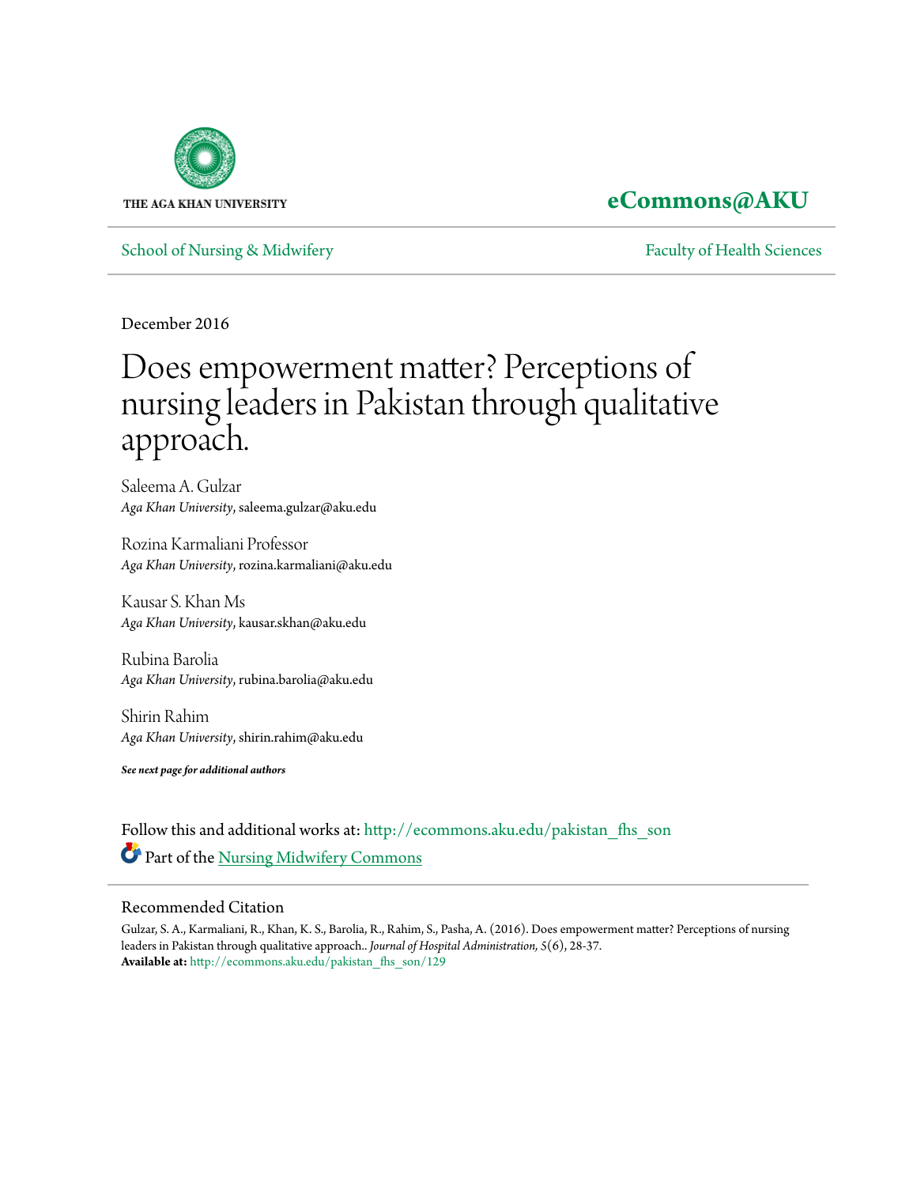THE AGA KHAN UNIVERSITY

**eCommons@AKU**

School of Nursing & Midwifery | Faculty of Health Sciences

December 2016

# Does empowerment matter? Perceptions of nursing leaders in Pakistan through qualitative approach.

Saleema A. Gulzar
*Aga Khan University*, saleema.gulzar@aku.edu

Rozina Karmaliani Professor
*Aga Khan University*, rozina.karmaliani@aku.edu

Kausar S. Khan Ms
*Aga Khan University*, kausar.skhan@aku.edu

Rubina Barolia
*Aga Khan University*, rubina.barolia@aku.edu

Shirin Rahim
*Aga Khan University*, shirin.rahim@aku.edu

***See next page for additional authors***

Follow this and additional works at: http://ecommons.aku.edu/pakistan_fhs_son

Part of the Nursing Midwifery Commons

## Recommended Citation

Gulzar, S. A., Karmaliani, R., Khan, K. S., Barolia, R., Rahim, S., Pasha, A. (2016). Does empowerment matter? Perceptions of nursing leaders in Pakistan through qualitative approach.. *Journal of Hospital Administration, 5*(6), 28-37.
**Available at:** http://ecommons.aku.edu/pakistan_fhs_son/129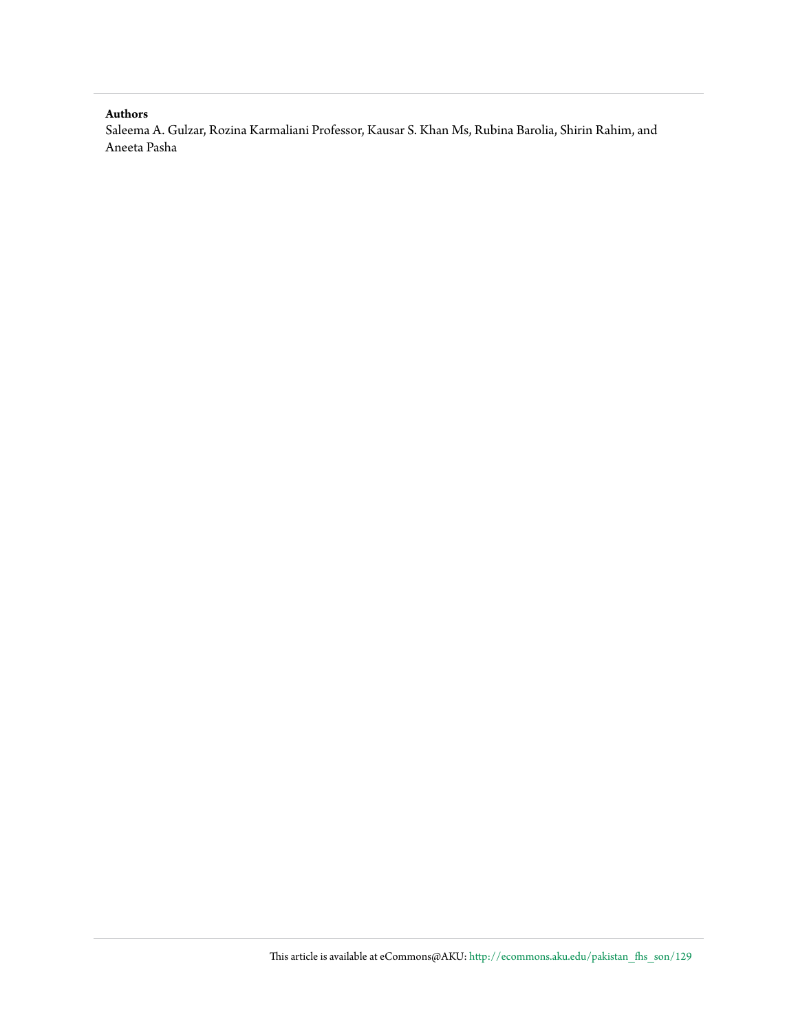**Authors**

Saleema A. Gulzar, Rozina Karmaliani Professor, Kausar S. Khan Ms, Rubina Barolia, Shirin Rahim, and Aneeta Pasha

This article is available at eCommons@AKU: http://ecommons.aku.edu/pakistan_fhs_son/129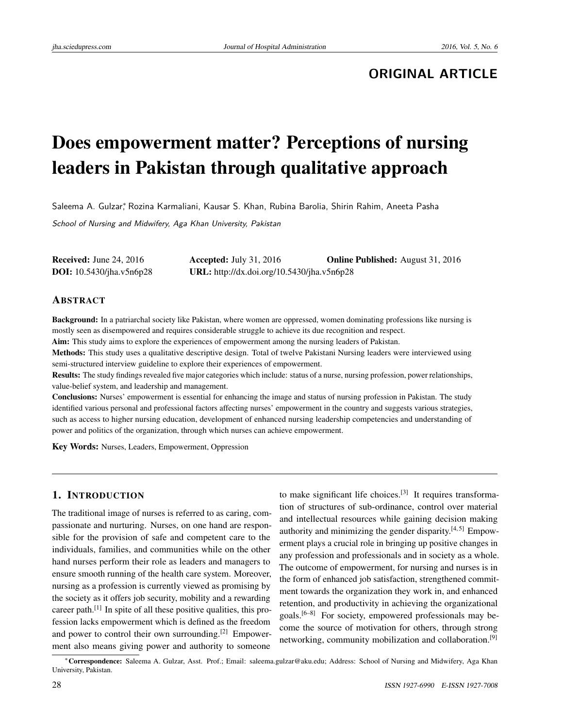**ORIGINAL ARTICLE**

# Does empowerment matter? Perceptions of nursing leaders in Pakistan through qualitative approach

Saleema A. Gulzar*, Rozina Karmaliani, Kausar S. Khan, Rubina Barolia, Shirin Rahim, Aneeta Pasha

*School of Nursing and Midwifery, Aga Khan University, Pakistan*

**Received:** June 24, 2016 **Accepted:** July 31, 2016 **Online Published:** August 31, 2016
**DOI:** 10.5430/jha.v5n6p28 **URL:** http://dx.doi.org/10.5430/jha.v5n6p28

## Abstract

**Background:** In a patriarchal society like Pakistan, where women are oppressed, women dominating professions like nursing is mostly seen as disempowered and requires considerable struggle to achieve its due recognition and respect.

**Aim:** This study aims to explore the experiences of empowerment among the nursing leaders of Pakistan.

**Methods:** This study uses a qualitative descriptive design. Total of twelve Pakistani Nursing leaders were interviewed using semi-structured interview guideline to explore their experiences of empowerment.

**Results:** The study findings revealed five major categories which include: status of a nurse, nursing profession, power relationships, value-belief system, and leadership and management.

**Conclusions:** Nurses' empowerment is essential for enhancing the image and status of nursing profession in Pakistan. The study identified various personal and professional factors affecting nurses' empowerment in the country and suggests various strategies, such as access to higher nursing education, development of enhanced nursing leadership competencies and understanding of power and politics of the organization, through which nurses can achieve empowerment.

**Key Words:** Nurses, Leaders, Empowerment, Oppression

## 1. Introduction

The traditional image of nurses is referred to as caring, compassionate and nurturing. Nurses, on one hand are responsible for the provision of safe and competent care to the individuals, families, and communities while on the other hand nurses perform their role as leaders and managers to ensure smooth running of the health care system. Moreover, nursing as a profession is currently viewed as promising by the society as it offers job security, mobility and a rewarding career path.[1] In spite of all these positive qualities, this profession lacks empowerment which is defined as the freedom and power to control their own surrounding.[2] Empowerment also means giving power and authority to someone to make significant life choices.[3] It requires transformation of structures of sub-ordinance, control over material and intellectual resources while gaining decision making authority and minimizing the gender disparity.[4,5] Empowerment plays a crucial role in bringing up positive changes in any profession and professionals and in society as a whole. The outcome of empowerment, for nursing and nurses is in the form of enhanced job satisfaction, strengthened commitment towards the organization they work in, and enhanced retention, and productivity in achieving the organizational goals.[6–8] For society, empowered professionals may become the source of motivation for others, through strong networking, community mobilization and collaboration.[9]

*Correspondence: Saleema A. Gulzar, Asst. Prof.; Email: saleema.gulzar@aku.edu; Address: School of Nursing and Midwifery, Aga Khan University, Pakistan.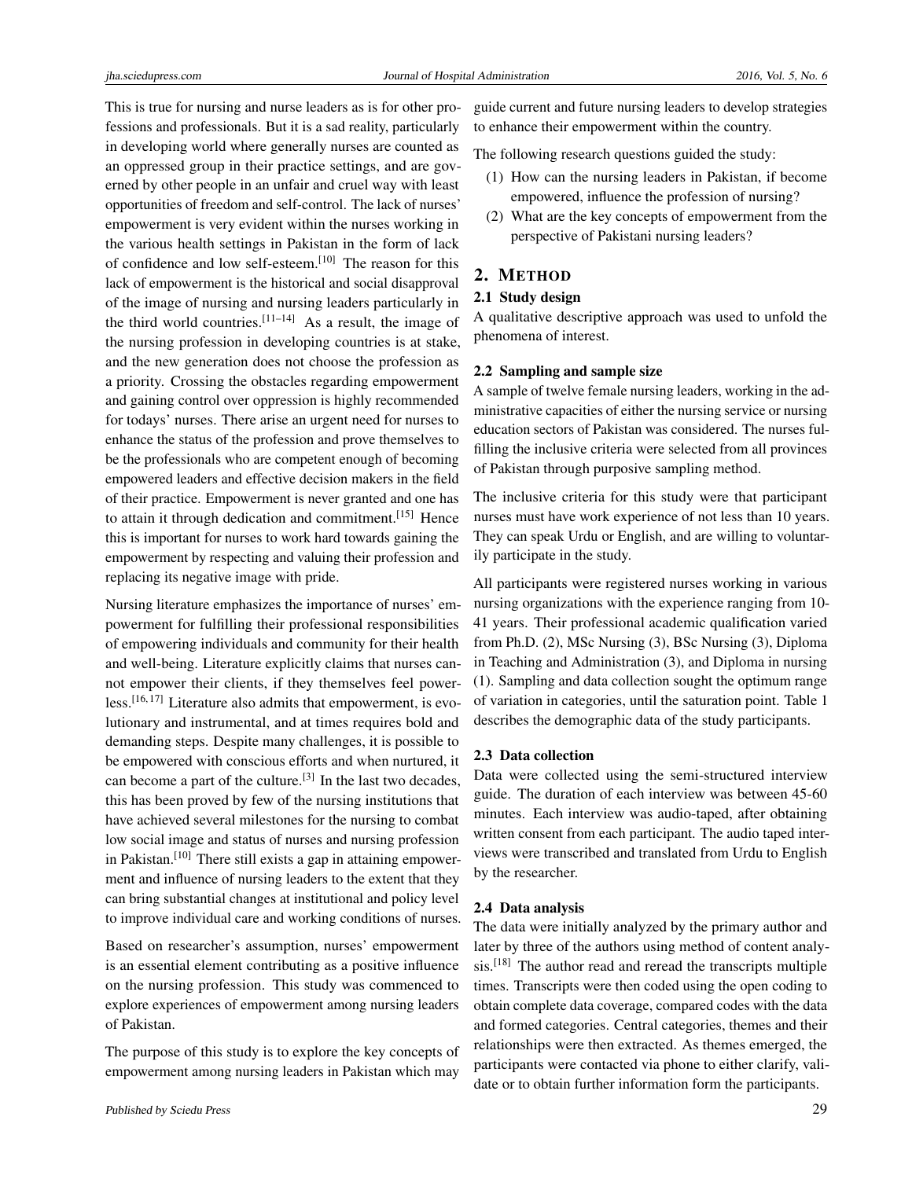This is true for nursing and nurse leaders as is for other professions and professionals. But it is a sad reality, particularly in developing world where generally nurses are counted as an oppressed group in their practice settings, and are governed by other people in an unfair and cruel way with least opportunities of freedom and self-control. The lack of nurses' empowerment is very evident within the nurses working in the various health settings in Pakistan in the form of lack of confidence and low self-esteem.[10] The reason for this lack of empowerment is the historical and social disapproval of the image of nursing and nursing leaders particularly in the third world countries.[11–14] As a result, the image of the nursing profession in developing countries is at stake, and the new generation does not choose the profession as a priority. Crossing the obstacles regarding empowerment and gaining control over oppression is highly recommended for todays' nurses. There arise an urgent need for nurses to enhance the status of the profession and prove themselves to be the professionals who are competent enough of becoming empowered leaders and effective decision makers in the field of their practice. Empowerment is never granted and one has to attain it through dedication and commitment.[15] Hence this is important for nurses to work hard towards gaining the empowerment by respecting and valuing their profession and replacing its negative image with pride.

Nursing literature emphasizes the importance of nurses' empowerment for fulfilling their professional responsibilities of empowering individuals and community for their health and well-being. Literature explicitly claims that nurses cannot empower their clients, if they themselves feel powerless.[16,17] Literature also admits that empowerment, is evolutionary and instrumental, and at times requires bold and demanding steps. Despite many challenges, it is possible to be empowered with conscious efforts and when nurtured, it can become a part of the culture.[3] In the last two decades, this has been proved by few of the nursing institutions that have achieved several milestones for the nursing to combat low social image and status of nurses and nursing profession in Pakistan.[10] There still exists a gap in attaining empowerment and influence of nursing leaders to the extent that they can bring substantial changes at institutional and policy level to improve individual care and working conditions of nurses.

Based on researcher's assumption, nurses' empowerment is an essential element contributing as a positive influence on the nursing profession. This study was commenced to explore experiences of empowerment among nursing leaders of Pakistan.

The purpose of this study is to explore the key concepts of empowerment among nursing leaders in Pakistan which may guide current and future nursing leaders to develop strategies to enhance their empowerment within the country.

The following research questions guided the study:

(1) How can the nursing leaders in Pakistan, if become empowered, influence the profession of nursing?
(2) What are the key concepts of empowerment from the perspective of Pakistani nursing leaders?

## 2. METHOD

### 2.1 Study design

A qualitative descriptive approach was used to unfold the phenomena of interest.

### 2.2 Sampling and sample size

A sample of twelve female nursing leaders, working in the administrative capacities of either the nursing service or nursing education sectors of Pakistan was considered. The nurses fulfilling the inclusive criteria were selected from all provinces of Pakistan through purposive sampling method.

The inclusive criteria for this study were that participant nurses must have work experience of not less than 10 years. They can speak Urdu or English, and are willing to voluntarily participate in the study.

All participants were registered nurses working in various nursing organizations with the experience ranging from 10-41 years. Their professional academic qualification varied from Ph.D. (2), MSc Nursing (3), BSc Nursing (3), Diploma in Teaching and Administration (3), and Diploma in nursing (1). Sampling and data collection sought the optimum range of variation in categories, until the saturation point. Table 1 describes the demographic data of the study participants.

### 2.3 Data collection

Data were collected using the semi-structured interview guide. The duration of each interview was between 45-60 minutes. Each interview was audio-taped, after obtaining written consent from each participant. The audio taped interviews were transcribed and translated from Urdu to English by the researcher.

### 2.4 Data analysis

The data were initially analyzed by the primary author and later by three of the authors using method of content analysis.[18] The author read and reread the transcripts multiple times. Transcripts were then coded using the open coding to obtain complete data coverage, compared codes with the data and formed categories. Central categories, themes and their relationships were then extracted. As themes emerged, the participants were contacted via phone to either clarify, validate or to obtain further information form the participants.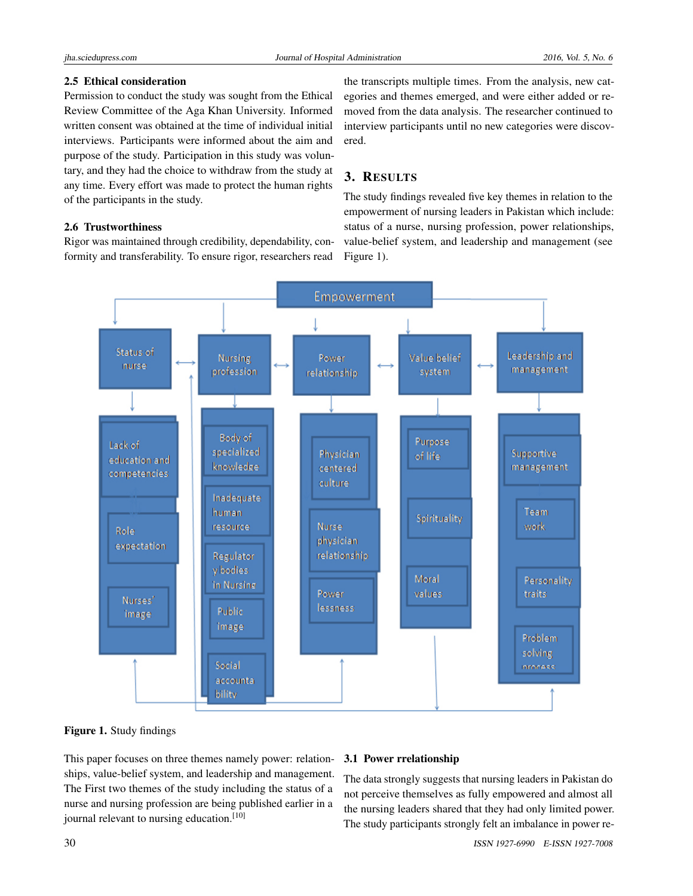### 2.5 Ethical consideration

Permission to conduct the study was sought from the Ethical Review Committee of the Aga Khan University. Informed written consent was obtained at the time of individual initial interviews. Participants were informed about the aim and purpose of the study. Participation in this study was voluntary, and they had the choice to withdraw from the study at any time. Every effort was made to protect the human rights of the participants in the study.

### 2.6 Trustworthiness

Rigor was maintained through credibility, dependability, conformity and transferability. To ensure rigor, researchers read the transcripts multiple times. From the analysis, new categories and themes emerged, and were either added or removed from the data analysis. The researcher continued to interview participants until no new categories were discovered.

## 3. Results

The study findings revealed five key themes in relation to the empowerment of nursing leaders in Pakistan which include: status of a nurse, nursing profession, power relationships, value-belief system, and leadership and management (see Figure 1).

Empowerment

- Status of nurse: Lack of education and competencies; Role expectation; Nurses' image
- Nursing profession: Body of specialized knowledge; Inadequate human resource; Regulatory bodies in Nursing; Public image; Social accountability
- Power relationship: Physician centered culture; Nurse physician relationship; Powerlessness
- Value belief system: Purpose of life; Spirituality; Moral values
- Leadership and management: Supportive management; Team work; Personality traits; Problem solving process

**Figure 1.** Study findings

This paper focuses on three themes namely power: relationships, value-belief system, and leadership and management. The First two themes of the study including the status of a nurse and nursing profession are being published earlier in a journal relevant to nursing education.[10]

### 3.1 Power rrelationship

The data strongly suggests that nursing leaders in Pakistan do not perceive themselves as fully empowered and almost all the nursing leaders shared that they had only limited power. The study participants strongly felt an imbalance in power re-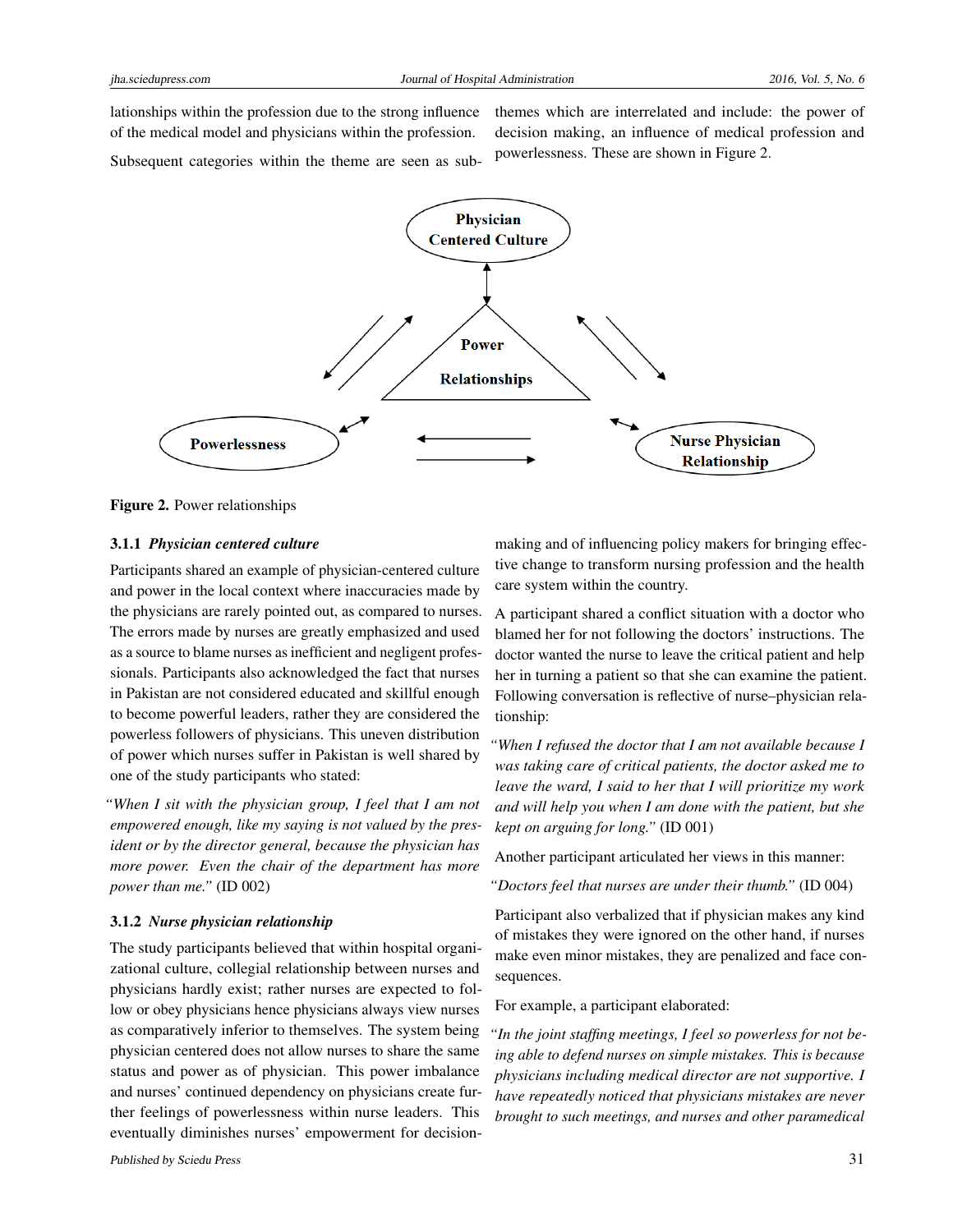lationships within the profession due to the strong influence of the medical model and physicians within the profession.

Subsequent categories within the theme are seen as sub-themes which are interrelated and include: the power of decision making, an influence of medical profession and powerlessness. These are shown in Figure 2.

**Figure 2.** Power relationships

### 3.1.1 *Physician centered culture*

Participants shared an example of physician-centered culture and power in the local context where inaccuracies made by the physicians are rarely pointed out, as compared to nurses. The errors made by nurses are greatly emphasized and used as a source to blame nurses as inefficient and negligent professionals. Participants also acknowledged the fact that nurses in Pakistan are not considered educated and skillful enough to become powerful leaders, rather they are considered the powerless followers of physicians. This uneven distribution of power which nurses suffer in Pakistan is well shared by one of the study participants who stated:

*"When I sit with the physician group, I feel that I am not empowered enough, like my saying is not valued by the president or by the director general, because the physician has more power. Even the chair of the department has more power than me."* (ID 002)

### 3.1.2 *Nurse physician relationship*

The study participants believed that within hospital organizational culture, collegial relationship between nurses and physicians hardly exist; rather nurses are expected to follow or obey physicians hence physicians always view nurses as comparatively inferior to themselves. The system being physician centered does not allow nurses to share the same status and power as of physician. This power imbalance and nurses' continued dependency on physicians create further feelings of powerlessness within nurse leaders. This eventually diminishes nurses' empowerment for decision-making and of influencing policy makers for bringing effective change to transform nursing profession and the health care system within the country.

A participant shared a conflict situation with a doctor who blamed her for not following the doctors' instructions. The doctor wanted the nurse to leave the critical patient and help her in turning a patient so that she can examine the patient. Following conversation is reflective of nurse–physician relationship:

*"When I refused the doctor that I am not available because I was taking care of critical patients, the doctor asked me to leave the ward, I said to her that I will prioritize my work and will help you when I am done with the patient, but she kept on arguing for long."* (ID 001)

Another participant articulated her views in this manner:

*"Doctors feel that nurses are under their thumb."* (ID 004)

Participant also verbalized that if physician makes any kind of mistakes they were ignored on the other hand, if nurses make even minor mistakes, they are penalized and face consequences.

For example, a participant elaborated:

*"In the joint staffing meetings, I feel so powerless for not being able to defend nurses on simple mistakes. This is because physicians including medical director are not supportive. I have repeatedly noticed that physicians mistakes are never brought to such meetings, and nurses and other paramedical*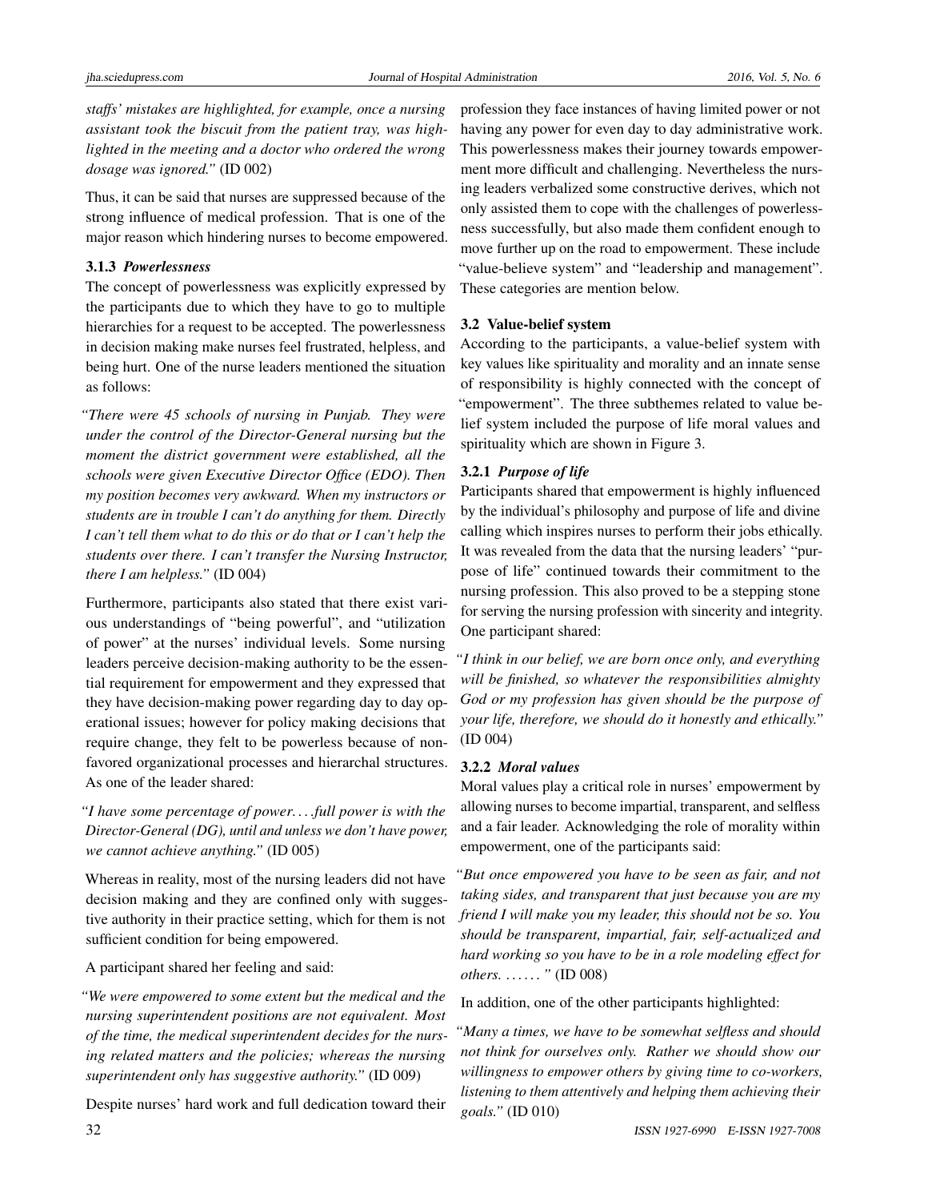*staffs' mistakes are highlighted, for example, once a nursing assistant took the biscuit from the patient tray, was highlighted in the meeting and a doctor who ordered the wrong dosage was ignored."* (ID 002)

Thus, it can be said that nurses are suppressed because of the strong influence of medical profession. That is one of the major reason which hindering nurses to become empowered.

#### 3.1.3 *Powerlessness*

The concept of powerlessness was explicitly expressed by the participants due to which they have to go to multiple hierarchies for a request to be accepted. The powerlessness in decision making make nurses feel frustrated, helpless, and being hurt. One of the nurse leaders mentioned the situation as follows:

*"There were 45 schools of nursing in Punjab. They were under the control of the Director-General nursing but the moment the district government were established, all the schools were given Executive Director Office (EDO). Then my position becomes very awkward. When my instructors or students are in trouble I can't do anything for them. Directly I can't tell them what to do this or do that or I can't help the students over there. I can't transfer the Nursing Instructor, there I am helpless."* (ID 004)

Furthermore, participants also stated that there exist various understandings of "being powerful", and "utilization of power" at the nurses' individual levels. Some nursing leaders perceive decision-making authority to be the essential requirement for empowerment and they expressed that they have decision-making power regarding day to day operational issues; however for policy making decisions that require change, they felt to be powerless because of non-favored organizational processes and hierarchal structures. As one of the leader shared:

*"I have some percentage of power. . . .full power is with the Director-General (DG), until and unless we don't have power, we cannot achieve anything."* (ID 005)

Whereas in reality, most of the nursing leaders did not have decision making and they are confined only with suggestive authority in their practice setting, which for them is not sufficient condition for being empowered.

A participant shared her feeling and said:

*"We were empowered to some extent but the medical and the nursing superintendent positions are not equivalent. Most of the time, the medical superintendent decides for the nursing related matters and the policies; whereas the nursing superintendent only has suggestive authority."* (ID 009)

Despite nurses' hard work and full dedication toward their profession they face instances of having limited power or not having any power for even day to day administrative work. This powerlessness makes their journey towards empowerment more difficult and challenging. Nevertheless the nursing leaders verbalized some constructive derives, which not only assisted them to cope with the challenges of powerlessness successfully, but also made them confident enough to move further up on the road to empowerment. These include "value-believe system" and "leadership and management". These categories are mention below.

### 3.2 Value-belief system

According to the participants, a value-belief system with key values like spirituality and morality and an innate sense of responsibility is highly connected with the concept of "empowerment". The three subthemes related to value belief system included the purpose of life moral values and spirituality which are shown in Figure 3.

#### 3.2.1 *Purpose of life*

Participants shared that empowerment is highly influenced by the individual's philosophy and purpose of life and divine calling which inspires nurses to perform their jobs ethically. It was revealed from the data that the nursing leaders' "purpose of life" continued towards their commitment to the nursing profession. This also proved to be a stepping stone for serving the nursing profession with sincerity and integrity. One participant shared:

*"I think in our belief, we are born once only, and everything will be finished, so whatever the responsibilities almighty God or my profession has given should be the purpose of your life, therefore, we should do it honestly and ethically."* (ID 004)

#### 3.2.2 *Moral values*

Moral values play a critical role in nurses' empowerment by allowing nurses to become impartial, transparent, and selfless and a fair leader. Acknowledging the role of morality within empowerment, one of the participants said:

*"But once empowered you have to be seen as fair, and not taking sides, and transparent that just because you are my friend I will make you my leader, this should not be so. You should be transparent, impartial, fair, self-actualized and hard working so you have to be in a role modeling effect for others. . . . . . . "* (ID 008)

In addition, one of the other participants highlighted:

*"Many a times, we have to be somewhat selfless and should not think for ourselves only. Rather we should show our willingness to empower others by giving time to co-workers, listening to them attentively and helping them achieving their goals."* (ID 010)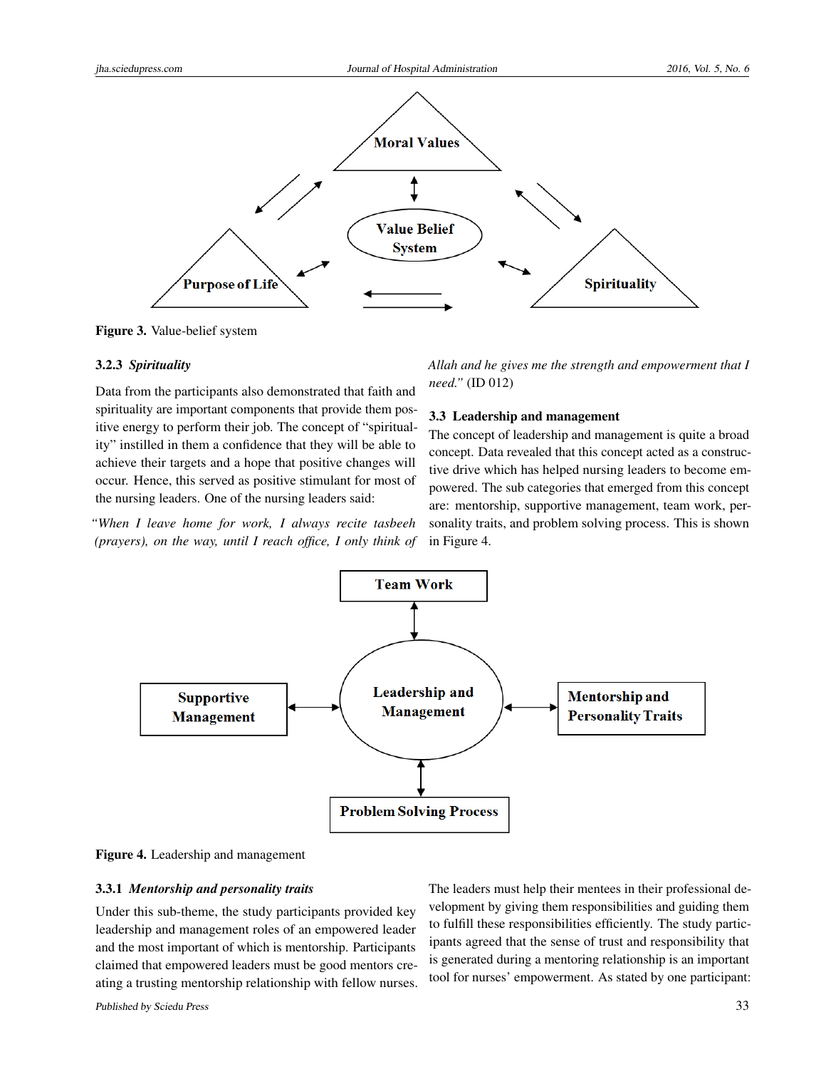Figure 3. Value-belief system

### 3.2.3 *Spirituality*

Data from the participants also demonstrated that faith and spirituality are important components that provide them positive energy to perform their job. The concept of "spirituality" instilled in them a confidence that they will be able to achieve their targets and a hope that positive changes will occur. Hence, this served as positive stimulant for most of the nursing leaders. One of the nursing leaders said:

*"When I leave home for work, I always recite tasbeeh (prayers), on the way, until I reach office, I only think of Allah and he gives me the strength and empowerment that I need."* (ID 012)

## 3.3 Leadership and management

The concept of leadership and management is quite a broad concept. Data revealed that this concept acted as a constructive drive which has helped nursing leaders to become empowered. The sub categories that emerged from this concept are: mentorship, supportive management, team work, personality traits, and problem solving process. This is shown in Figure 4.

Figure 4. Leadership and management

### 3.3.1 *Mentorship and personality traits*

Under this sub-theme, the study participants provided key leadership and management roles of an empowered leader and the most important of which is mentorship. Participants claimed that empowered leaders must be good mentors creating a trusting mentorship relationship with fellow nurses. The leaders must help their mentees in their professional development by giving them responsibilities and guiding them to fulfill these responsibilities efficiently. The study participants agreed that the sense of trust and responsibility that is generated during a mentoring relationship is an important tool for nurses' empowerment. As stated by one participant: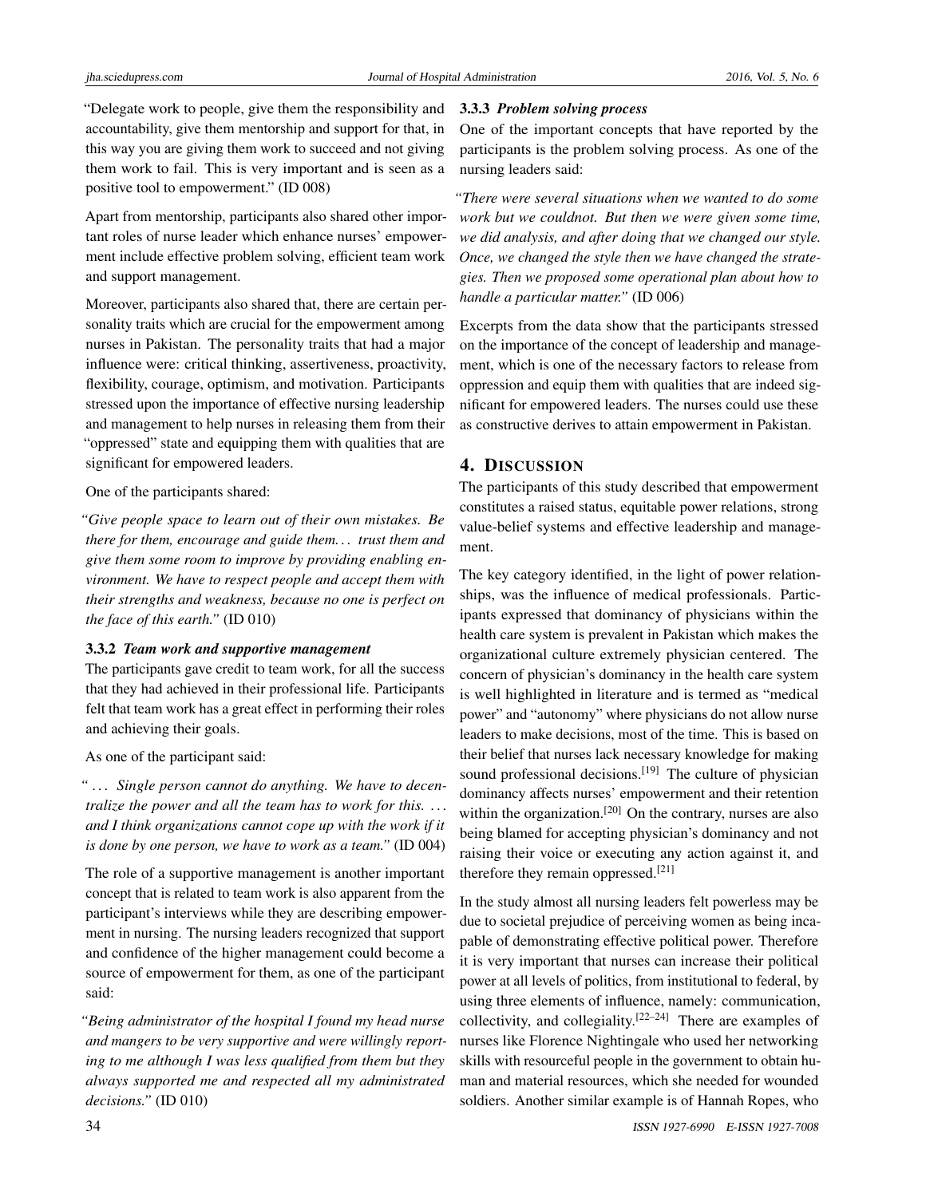"Delegate work to people, give them the responsibility and accountability, give them mentorship and support for that, in this way you are giving them work to succeed and not giving them work to fail. This is very important and is seen as a positive tool to empowerment." (ID 008)

Apart from mentorship, participants also shared other important roles of nurse leader which enhance nurses' empowerment include effective problem solving, efficient team work and support management.

Moreover, participants also shared that, there are certain personality traits which are crucial for the empowerment among nurses in Pakistan. The personality traits that had a major influence were: critical thinking, assertiveness, proactivity, flexibility, courage, optimism, and motivation. Participants stressed upon the importance of effective nursing leadership and management to help nurses in releasing them from their "oppressed" state and equipping them with qualities that are significant for empowered leaders.

One of the participants shared:

*"Give people space to learn out of their own mistakes. Be there for them, encourage and guide them... trust them and give them some room to improve by providing enabling environment. We have to respect people and accept them with their strengths and weakness, because no one is perfect on the face of this earth."* (ID 010)

#### 3.3.2 *Team work and supportive management*

The participants gave credit to team work, for all the success that they had achieved in their professional life. Participants felt that team work has a great effect in performing their roles and achieving their goals.

As one of the participant said:

*" ... Single person cannot do anything. We have to decentralize the power and all the team has to work for this. ... and I think organizations cannot cope up with the work if it is done by one person, we have to work as a team."* (ID 004)

The role of a supportive management is another important concept that is related to team work is also apparent from the participant's interviews while they are describing empowerment in nursing. The nursing leaders recognized that support and confidence of the higher management could become a source of empowerment for them, as one of the participant said:

*"Being administrator of the hospital I found my head nurse and mangers to be very supportive and were willingly reporting to me although I was less qualified from them but they always supported me and respected all my administrated decisions."* (ID 010)

#### 3.3.3 *Problem solving process*

One of the important concepts that have reported by the participants is the problem solving process. As one of the nursing leaders said:

*"There were several situations when we wanted to do some work but we couldnot. But then we were given some time, we did analysis, and after doing that we changed our style. Once, we changed the style then we have changed the strategies. Then we proposed some operational plan about how to handle a particular matter."* (ID 006)

Excerpts from the data show that the participants stressed on the importance of the concept of leadership and management, which is one of the necessary factors to release from oppression and equip them with qualities that are indeed significant for empowered leaders. The nurses could use these as constructive derives to attain empowerment in Pakistan.

## 4. DISCUSSION

The participants of this study described that empowerment constitutes a raised status, equitable power relations, strong value-belief systems and effective leadership and management.

The key category identified, in the light of power relationships, was the influence of medical professionals. Participants expressed that dominancy of physicians within the health care system is prevalent in Pakistan which makes the organizational culture extremely physician centered. The concern of physician's dominancy in the health care system is well highlighted in literature and is termed as "medical power" and "autonomy" where physicians do not allow nurse leaders to make decisions, most of the time. This is based on their belief that nurses lack necessary knowledge for making sound professional decisions.[19] The culture of physician dominancy affects nurses' empowerment and their retention within the organization.[20] On the contrary, nurses are also being blamed for accepting physician's dominancy and not raising their voice or executing any action against it, and therefore they remain oppressed.[21]

In the study almost all nursing leaders felt powerless may be due to societal prejudice of perceiving women as being incapable of demonstrating effective political power. Therefore it is very important that nurses can increase their political power at all levels of politics, from institutional to federal, by using three elements of influence, namely: communication, collectivity, and collegiality.[22–24] There are examples of nurses like Florence Nightingale who used her networking skills with resourceful people in the government to obtain human and material resources, which she needed for wounded soldiers. Another similar example is of Hannah Ropes, who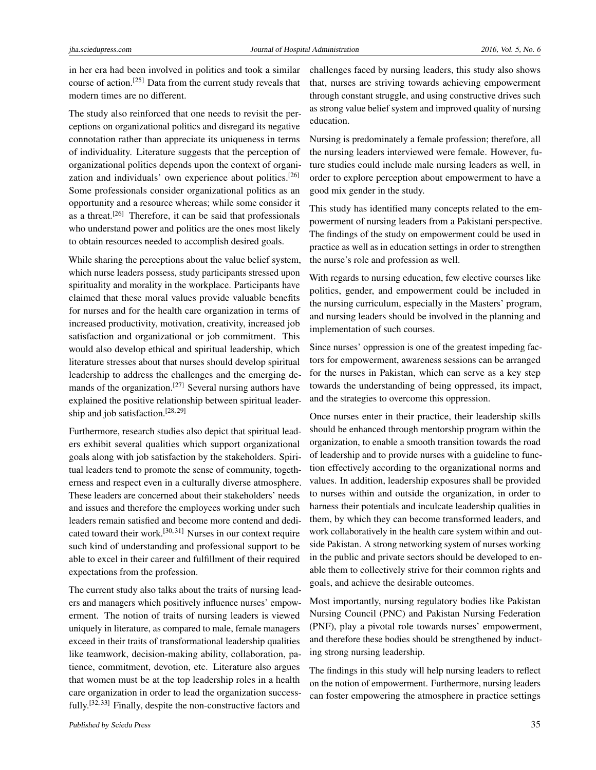in her era had been involved in politics and took a similar course of action.[25] Data from the current study reveals that modern times are no different.

The study also reinforced that one needs to revisit the perceptions on organizational politics and disregard its negative connotation rather than appreciate its uniqueness in terms of individuality. Literature suggests that the perception of organizational politics depends upon the context of organization and individuals' own experience about politics.[26] Some professionals consider organizational politics as an opportunity and a resource whereas; while some consider it as a threat.[26] Therefore, it can be said that professionals who understand power and politics are the ones most likely to obtain resources needed to accomplish desired goals.

While sharing the perceptions about the value belief system, which nurse leaders possess, study participants stressed upon spirituality and morality in the workplace. Participants have claimed that these moral values provide valuable benefits for nurses and for the health care organization in terms of increased productivity, motivation, creativity, increased job satisfaction and organizational or job commitment. This would also develop ethical and spiritual leadership, which literature stresses about that nurses should develop spiritual leadership to address the challenges and the emerging demands of the organization.[27] Several nursing authors have explained the positive relationship between spiritual leadership and job satisfaction.[28,29]

Furthermore, research studies also depict that spiritual leaders exhibit several qualities which support organizational goals along with job satisfaction by the stakeholders. Spiritual leaders tend to promote the sense of community, togetherness and respect even in a culturally diverse atmosphere. These leaders are concerned about their stakeholders' needs and issues and therefore the employees working under such leaders remain satisfied and become more contend and dedicated toward their work.[30,31] Nurses in our context require such kind of understanding and professional support to be able to excel in their career and fulfillment of their required expectations from the profession.

The current study also talks about the traits of nursing leaders and managers which positively influence nurses' empowerment. The notion of traits of nursing leaders is viewed uniquely in literature, as compared to male, female managers exceed in their traits of transformational leadership qualities like teamwork, decision-making ability, collaboration, patience, commitment, devotion, etc. Literature also argues that women must be at the top leadership roles in a health care organization in order to lead the organization successfully.[32,33] Finally, despite the non-constructive factors and challenges faced by nursing leaders, this study also shows that, nurses are striving towards achieving empowerment through constant struggle, and using constructive drives such as strong value belief system and improved quality of nursing education.

Nursing is predominately a female profession; therefore, all the nursing leaders interviewed were female. However, future studies could include male nursing leaders as well, in order to explore perception about empowerment to have a good mix gender in the study.

This study has identified many concepts related to the empowerment of nursing leaders from a Pakistani perspective. The findings of the study on empowerment could be used in practice as well as in education settings in order to strengthen the nurse's role and profession as well.

With regards to nursing education, few elective courses like politics, gender, and empowerment could be included in the nursing curriculum, especially in the Masters' program, and nursing leaders should be involved in the planning and implementation of such courses.

Since nurses' oppression is one of the greatest impeding factors for empowerment, awareness sessions can be arranged for the nurses in Pakistan, which can serve as a key step towards the understanding of being oppressed, its impact, and the strategies to overcome this oppression.

Once nurses enter in their practice, their leadership skills should be enhanced through mentorship program within the organization, to enable a smooth transition towards the road of leadership and to provide nurses with a guideline to function effectively according to the organizational norms and values. In addition, leadership exposures shall be provided to nurses within and outside the organization, in order to harness their potentials and inculcate leadership qualities in them, by which they can become transformed leaders, and work collaboratively in the health care system within and outside Pakistan. A strong networking system of nurses working in the public and private sectors should be developed to enable them to collectively strive for their common rights and goals, and achieve the desirable outcomes.

Most importantly, nursing regulatory bodies like Pakistan Nursing Council (PNC) and Pakistan Nursing Federation (PNF), play a pivotal role towards nurses' empowerment, and therefore these bodies should be strengthened by inducting strong nursing leadership.

The findings in this study will help nursing leaders to reflect on the notion of empowerment. Furthermore, nursing leaders can foster empowering the atmosphere in practice settings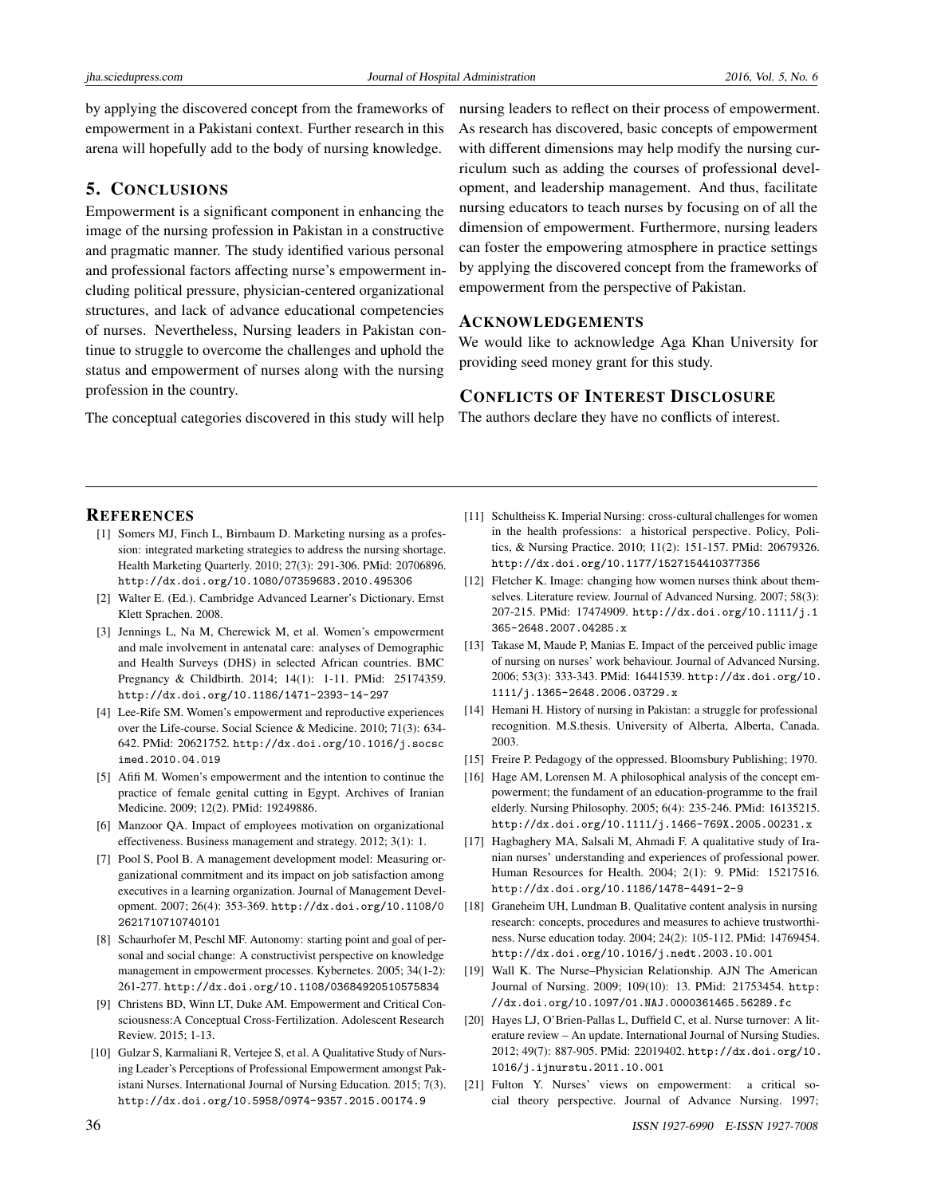by applying the discovered concept from the frameworks of empowerment in a Pakistani context. Further research in this arena will hopefully add to the body of nursing knowledge.

## 5. CONCLUSIONS

Empowerment is a significant component in enhancing the image of the nursing profession in Pakistan in a constructive and pragmatic manner. The study identified various personal and professional factors affecting nurse's empowerment including political pressure, physician-centered organizational structures, and lack of advance educational competencies of nurses. Nevertheless, Nursing leaders in Pakistan continue to struggle to overcome the challenges and uphold the status and empowerment of nurses along with the nursing profession in the country.

The conceptual categories discovered in this study will help nursing leaders to reflect on their process of empowerment. As research has discovered, basic concepts of empowerment with different dimensions may help modify the nursing curriculum such as adding the courses of professional development, and leadership management. And thus, facilitate nursing educators to teach nurses by focusing on of all the dimension of empowerment. Furthermore, nursing leaders can foster the empowering atmosphere in practice settings by applying the discovered concept from the frameworks of empowerment from the perspective of Pakistan.

## ACKNOWLEDGEMENTS

We would like to acknowledge Aga Khan University for providing seed money grant for this study.

## CONFLICTS OF INTEREST DISCLOSURE

The authors declare they have no conflicts of interest.

## REFERENCES

[1] Somers MJ, Finch L, Birnbaum D. Marketing nursing as a profession: integrated marketing strategies to address the nursing shortage. Health Marketing Quarterly. 2010; 27(3): 291-306. PMid: 20706896. http://dx.doi.org/10.1080/07359683.2010.495306

[2] Walter E. (Ed.). Cambridge Advanced Learner's Dictionary. Ernst Klett Sprachen. 2008.

[3] Jennings L, Na M, Cherewick M, et al. Women's empowerment and male involvement in antenatal care: analyses of Demographic and Health Surveys (DHS) in selected African countries. BMC Pregnancy & Childbirth. 2014; 14(1): 1-11. PMid: 25174359. http://dx.doi.org/10.1186/1471-2393-14-297

[4] Lee-Rife SM. Women's empowerment and reproductive experiences over the Life-course. Social Science & Medicine. 2010; 71(3): 634-642. PMid: 20621752. http://dx.doi.org/10.1016/j.socscimed.2010.04.019

[5] Afifi M. Women's empowerment and the intention to continue the practice of female genital cutting in Egypt. Archives of Iranian Medicine. 2009; 12(2). PMid: 19249886.

[6] Manzoor QA. Impact of employees motivation on organizational effectiveness. Business management and strategy. 2012; 3(1): 1.

[7] Pool S, Pool B. A management development model: Measuring organizational commitment and its impact on job satisfaction among executives in a learning organization. Journal of Management Development. 2007; 26(4): 353-369. http://dx.doi.org/10.1108/02621710710740101

[8] Schaurhofer M, Peschl MF. Autonomy: starting point and goal of personal and social change: A constructivist perspective on knowledge management in empowerment processes. Kybernetes. 2005; 34(1-2): 261-277. http://dx.doi.org/10.1108/03684920510575834

[9] Christens BD, Winn LT, Duke AM. Empowerment and Critical Consciousness:A Conceptual Cross-Fertilization. Adolescent Research Review. 2015; 1-13.

[10] Gulzar S, Karmaliani R, Vertejee S, et al. A Qualitative Study of Nursing Leader's Perceptions of Professional Empowerment amongst Pakistani Nurses. International Journal of Nursing Education. 2015; 7(3). http://dx.doi.org/10.5958/0974-9357.2015.00174.9

[11] Schultheiss K. Imperial Nursing: cross-cultural challenges for women in the health professions: a historical perspective. Policy, Politics, & Nursing Practice. 2010; 11(2): 151-157. PMid: 20679326. http://dx.doi.org/10.1177/1527154410377356

[12] Fletcher K. Image: changing how women nurses think about themselves. Literature review. Journal of Advanced Nursing. 2007; 58(3): 207-215. PMid: 17474909. http://dx.doi.org/10.1111/j.1365-2648.2007.04285.x

[13] Takase M, Maude P, Manias E. Impact of the perceived public image of nursing on nurses' work behaviour. Journal of Advanced Nursing. 2006; 53(3): 333-343. PMid: 16441539. http://dx.doi.org/10.1111/j.1365-2648.2006.03729.x

[14] Hemani H. History of nursing in Pakistan: a struggle for professional recognition. M.S.thesis. University of Alberta, Alberta, Canada. 2003.

[15] Freire P. Pedagogy of the oppressed. Bloomsbury Publishing; 1970.

[16] Hage AM, Lorensen M. A philosophical analysis of the concept empowerment; the fundament of an education-programme to the frail elderly. Nursing Philosophy. 2005; 6(4): 235-246. PMid: 16135215. http://dx.doi.org/10.1111/j.1466-769X.2005.00231.x

[17] Hagbaghery MA, Salsali M, Ahmadi F. A qualitative study of Iranian nurses' understanding and experiences of professional power. Human Resources for Health. 2004; 2(1): 9. PMid: 15217516. http://dx.doi.org/10.1186/1478-4491-2-9

[18] Graneheim UH, Lundman B. Qualitative content analysis in nursing research: concepts, procedures and measures to achieve trustworthiness. Nurse education today. 2004; 24(2): 105-112. PMid: 14769454. http://dx.doi.org/10.1016/j.nedt.2003.10.001

[19] Wall K. The Nurse–Physician Relationship. AJN The American Journal of Nursing. 2009; 109(10): 13. PMid: 21753454. http://dx.doi.org/10.1097/01.NAJ.0000361465.56289.fc

[20] Hayes LJ, O'Brien-Pallas L, Duffield C, et al. Nurse turnover: A literature review – An update. International Journal of Nursing Studies. 2012; 49(7): 887-905. PMid: 22019402. http://dx.doi.org/10.1016/j.ijnurstu.2011.10.001

[21] Fulton Y. Nurses' views on empowerment: a critical social theory perspective. Journal of Advance Nursing. 1997;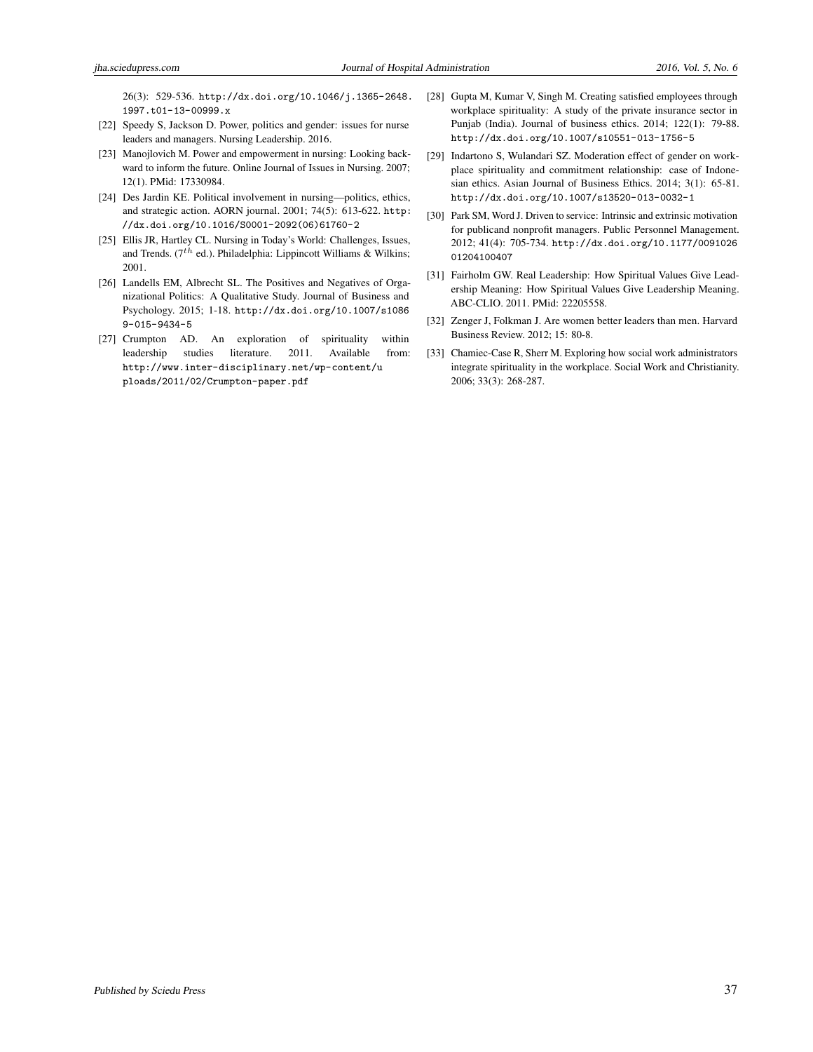26(3): 529-536. http://dx.doi.org/10.1046/j.1365-2648.1997.t01-13-00999.x

[22] Speedy S, Jackson D. Power, politics and gender: issues for nurse leaders and managers. Nursing Leadership. 2016.

[23] Manojlovich M. Power and empowerment in nursing: Looking backward to inform the future. Online Journal of Issues in Nursing. 2007; 12(1). PMid: 17330984.

[24] Des Jardin KE. Political involvement in nursing—politics, ethics, and strategic action. AORN journal. 2001; 74(5): 613-622. http://dx.doi.org/10.1016/S0001-2092(06)61760-2

[25] Ellis JR, Hartley CL. Nursing in Today's World: Challenges, Issues, and Trends. ($7^{th}$ ed.). Philadelphia: Lippincott Williams & Wilkins; 2001.

[26] Landells EM, Albrecht SL. The Positives and Negatives of Organizational Politics: A Qualitative Study. Journal of Business and Psychology. 2015; 1-18. http://dx.doi.org/10.1007/s10869-015-9434-5

[27] Crumpton AD. An exploration of spirituality within leadership studies literature. 2011. Available from: http://www.inter-disciplinary.net/wp-content/uploads/2011/02/Crumpton-paper.pdf

[28] Gupta M, Kumar V, Singh M. Creating satisfied employees through workplace spirituality: A study of the private insurance sector in Punjab (India). Journal of business ethics. 2014; 122(1): 79-88. http://dx.doi.org/10.1007/s10551-013-1756-5

[29] Indartono S, Wulandari SZ. Moderation effect of gender on workplace spirituality and commitment relationship: case of Indonesian ethics. Asian Journal of Business Ethics. 2014; 3(1): 65-81. http://dx.doi.org/10.1007/s13520-013-0032-1

[30] Park SM, Word J. Driven to service: Intrinsic and extrinsic motivation for publicand nonprofit managers. Public Personnel Management. 2012; 41(4): 705-734. http://dx.doi.org/10.1177/009102601204100407

[31] Fairholm GW. Real Leadership: How Spiritual Values Give Leadership Meaning: How Spiritual Values Give Leadership Meaning. ABC-CLIO. 2011. PMid: 22205558.

[32] Zenger J, Folkman J. Are women better leaders than men. Harvard Business Review. 2012; 15: 80-8.

[33] Chamiec-Case R, Sherr M. Exploring how social work administrators integrate spirituality in the workplace. Social Work and Christianity. 2006; 33(3): 268-287.